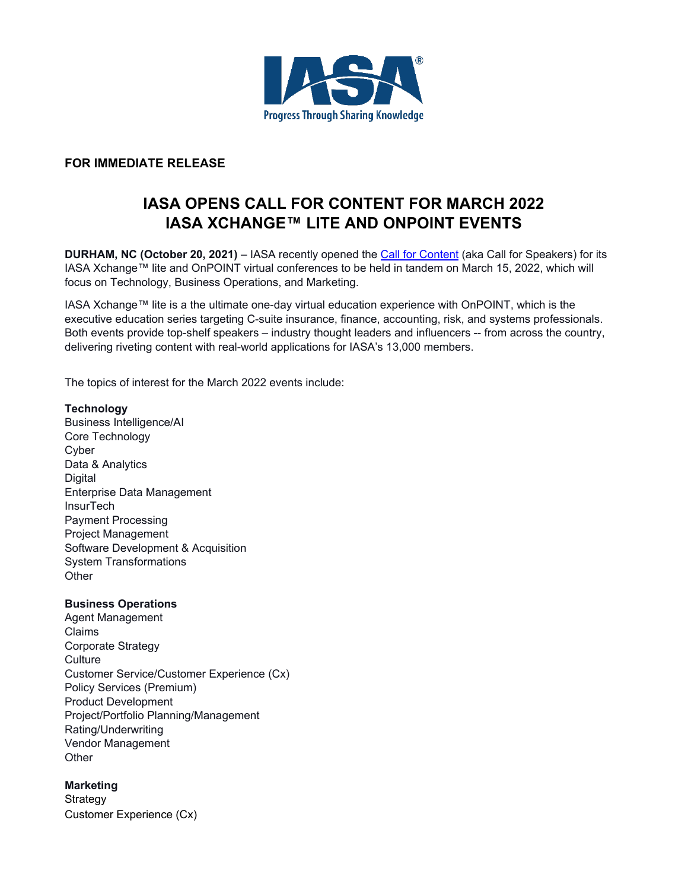**FOR IMMEDIATE RELEASE**

# IASA OPENS CALL FOR CONTENT FOR MARCH 2022 IASA XCHANGE™ LITE AND ONPOINT EVENTS

**DURHAM, NC (October 20, 2021)** – IASA recently opened the Call for Content (aka Call for Speakers) for its IASA Xchange™ lite and OnPOINT virtual conferences to be held in tandem on March 15, 2022, which will focus on Technology, Business Operations, and Marketing.

IASA Xchange™ lite is a the ultimate one-day virtual education experience with OnPOINT, which is the executive education series targeting C-suite insurance, finance, accounting, risk, and systems professionals. Both events provide top-shelf speakers – industry thought leaders and influencers -- from across the country, delivering riveting content with real-world applications for IASA's 13,000 members.

The topics of interest for the March 2022 events include:

**Technology**
Business Intelligence/AI
Core Technology
Cyber
Data & Analytics
Digital
Enterprise Data Management
InsurTech
Payment Processing
Project Management
Software Development & Acquisition
System Transformations
Other

**Business Operations**
Agent Management
Claims
Corporate Strategy
Culture
Customer Service/Customer Experience (Cx)
Policy Services (Premium)
Product Development
Project/Portfolio Planning/Management
Rating/Underwriting
Vendor Management
Other

**Marketing**
Strategy
Customer Experience (Cx)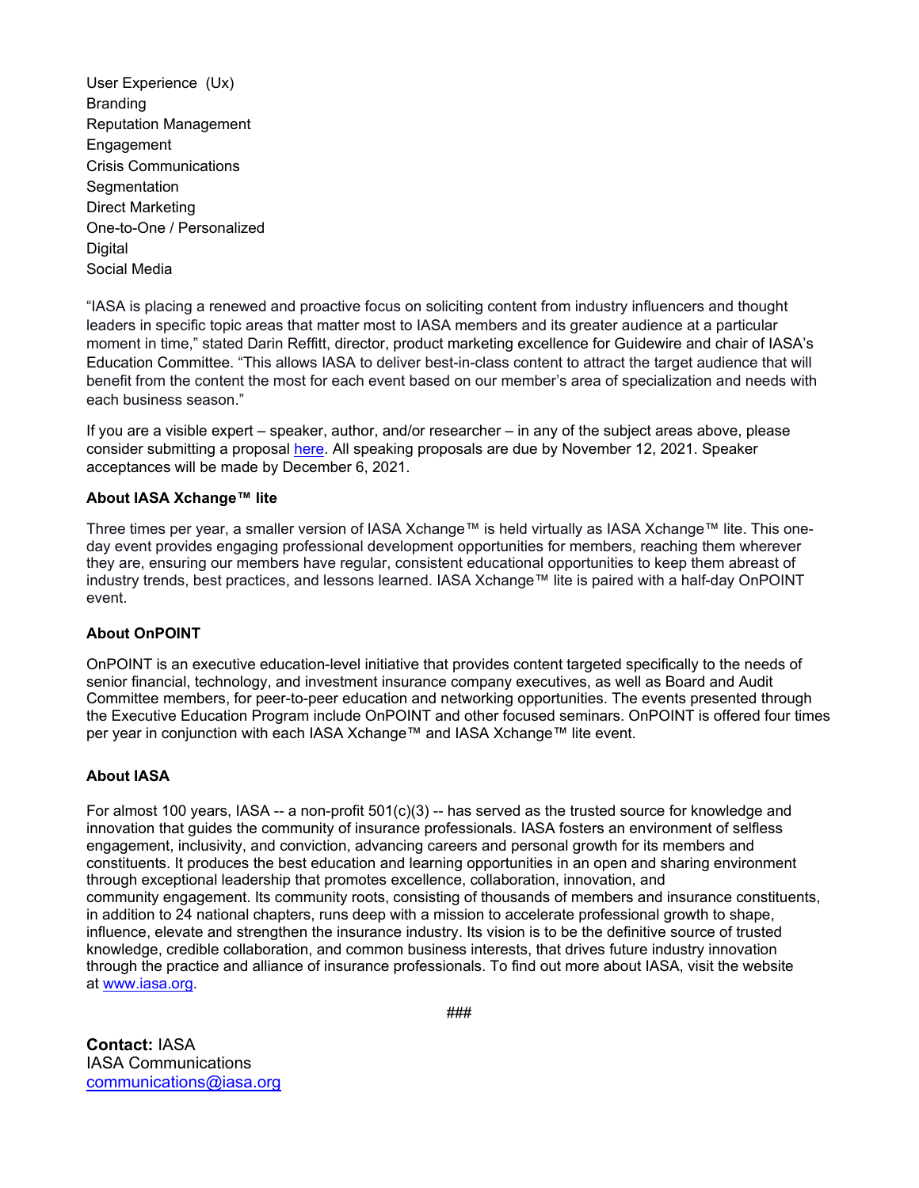User Experience (Ux)
Branding
Reputation Management
Engagement
Crisis Communications
Segmentation
Direct Marketing
One-to-One / Personalized
Digital
Social Media

"IASA is placing a renewed and proactive focus on soliciting content from industry influencers and thought leaders in specific topic areas that matter most to IASA members and its greater audience at a particular moment in time," stated Darin Reffitt, director, product marketing excellence for Guidewire and chair of IASA's Education Committee. "This allows IASA to deliver best-in-class content to attract the target audience that will benefit from the content the most for each event based on our member's area of specialization and needs with each business season."

If you are a visible expert – speaker, author, and/or researcher – in any of the subject areas above, please consider submitting a proposal here. All speaking proposals are due by November 12, 2021. Speaker acceptances will be made by December 6, 2021.

**About IASA Xchange™ lite**

Three times per year, a smaller version of IASA Xchange™ is held virtually as IASA Xchange™ lite. This one-day event provides engaging professional development opportunities for members, reaching them wherever they are, ensuring our members have regular, consistent educational opportunities to keep them abreast of industry trends, best practices, and lessons learned. IASA Xchange™ lite is paired with a half-day OnPOINT event.

**About OnPOINT**

OnPOINT is an executive education-level initiative that provides content targeted specifically to the needs of senior financial, technology, and investment insurance company executives, as well as Board and Audit Committee members, for peer-to-peer education and networking opportunities. The events presented through the Executive Education Program include OnPOINT and other focused seminars. OnPOINT is offered four times per year in conjunction with each IASA Xchange™ and IASA Xchange™ lite event.

**About IASA**

For almost 100 years, IASA -- a non-profit 501(c)(3) -- has served as the trusted source for knowledge and innovation that guides the community of insurance professionals. IASA fosters an environment of selfless engagement, inclusivity, and conviction, advancing careers and personal growth for its members and constituents. It produces the best education and learning opportunities in an open and sharing environment through exceptional leadership that promotes excellence, collaboration, innovation, and community engagement. Its community roots, consisting of thousands of members and insurance constituents, in addition to 24 national chapters, runs deep with a mission to accelerate professional growth to shape, influence, elevate and strengthen the insurance industry. Its vision is to be the definitive source of trusted knowledge, credible collaboration, and common business interests, that drives future industry innovation through the practice and alliance of insurance professionals. To find out more about IASA, visit the website at www.iasa.org.

###

**Contact:** IASA
IASA Communications
communications@iasa.org